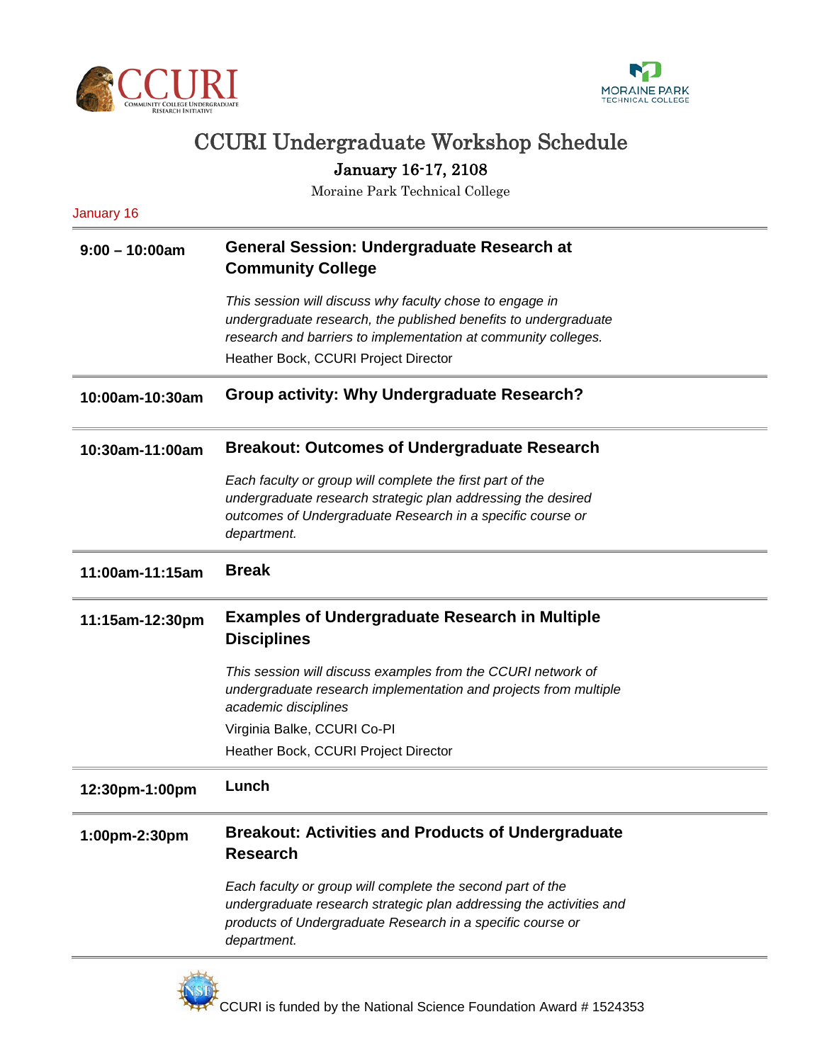# CCURI Undergraduate Workshop Schedule

## January 16-17, 2108

Moraine Park Technical College

January 16

| Time | Session |
|---|---|
| **9:00 – 10:00am** | **General Session: Undergraduate Research at Community College**<br>*This session will discuss why faculty chose to engage in undergraduate research, the published benefits to undergraduate research and barriers to implementation at community colleges.*<br>Heather Bock, CCURI Project Director |
| **10:00am-10:30am** | **Group activity: Why Undergraduate Research?** |
| **10:30am-11:00am** | **Breakout: Outcomes of Undergraduate Research**<br>*Each faculty or group will complete the first part of the undergraduate research strategic plan addressing the desired outcomes of Undergraduate Research in a specific course or department.* |
| **11:00am-11:15am** | **Break** |
| **11:15am-12:30pm** | **Examples of Undergraduate Research in Multiple Disciplines**<br>*This session will discuss examples from the CCURI network of undergraduate research implementation and projects from multiple academic disciplines*<br>Virginia Balke, CCURI Co-PI<br>Heather Bock, CCURI Project Director |
| **12:30pm-1:00pm** | **Lunch** |
| **1:00pm-2:30pm** | **Breakout: Activities and Products of Undergraduate Research**<br>*Each faculty or group will complete the second part of the undergraduate research strategic plan addressing the activities and products of Undergraduate Research in a specific course or department.* |

CCURI is funded by the National Science Foundation Award # 1524353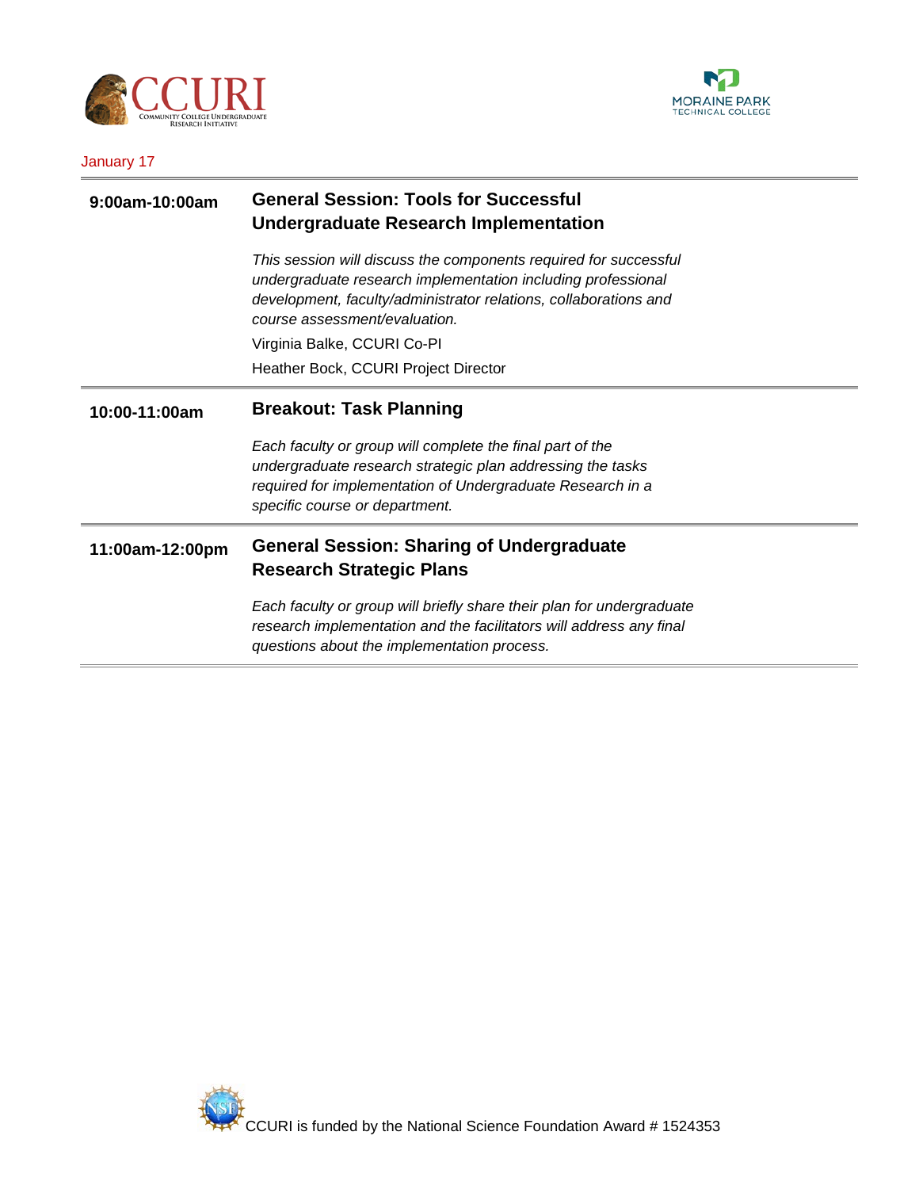January 17

| | |
|---|---|
| **9:00am-10:00am** | **General Session: Tools for Successful Undergraduate Research Implementation**<br><br>*This session will discuss the components required for successful undergraduate research implementation including professional development, faculty/administrator relations, collaborations and course assessment/evaluation.*<br><br>Virginia Balke, CCURI Co-PI<br><br>Heather Bock, CCURI Project Director |
| **10:00-11:00am** | **Breakout: Task Planning**<br><br>*Each faculty or group will complete the final part of the undergraduate research strategic plan addressing the tasks required for implementation of Undergraduate Research in a specific course or department.* |
| **11:00am-12:00pm** | **General Session: Sharing of Undergraduate Research Strategic Plans**<br><br>*Each faculty or group will briefly share their plan for undergraduate research implementation and the facilitators will address any final questions about the implementation process.* |

CCURI is funded by the National Science Foundation Award # 1524353